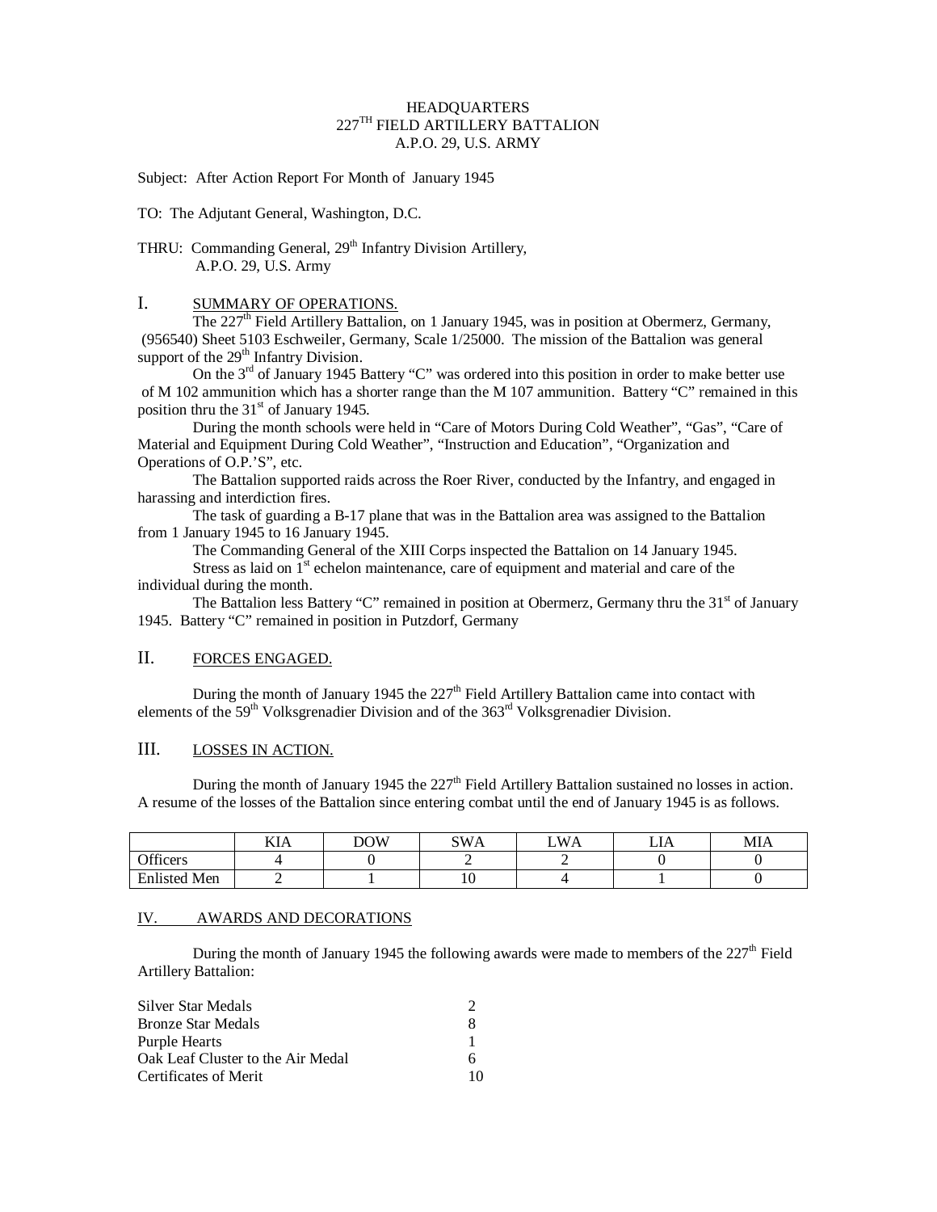HEADQUARTERS
227TH FIELD ARTILLERY BATTALION
A.P.O. 29, U.S. ARMY

Subject: After Action Report For Month of January 1945

TO: The Adjutant General, Washington, D.C.

THRU: Commanding General, 29th Infantry Division Artillery,
A.P.O. 29, U.S. Army

## I. SUMMARY OF OPERATIONS.

The 227th Field Artillery Battalion, on 1 January 1945, was in position at Obermerz, Germany, (956540) Sheet 5103 Eschweiler, Germany, Scale 1/25000. The mission of the Battalion was general support of the 29th Infantry Division.

On the 3rd of January 1945 Battery "C" was ordered into this position in order to make better use of M 102 ammunition which has a shorter range than the M 107 ammunition. Battery "C" remained in this position thru the 31st of January 1945.

During the month schools were held in "Care of Motors During Cold Weather", "Gas", "Care of Material and Equipment During Cold Weather", "Instruction and Education", "Organization and Operations of O.P.'S", etc.

The Battalion supported raids across the Roer River, conducted by the Infantry, and engaged in harassing and interdiction fires.

The task of guarding a B-17 plane that was in the Battalion area was assigned to the Battalion from 1 January 1945 to 16 January 1945.

The Commanding General of the XIII Corps inspected the Battalion on 14 January 1945.

Stress as laid on 1st echelon maintenance, care of equipment and material and care of the individual during the month.

The Battalion less Battery "C" remained in position at Obermerz, Germany thru the 31st of January 1945. Battery "C" remained in position in Putzdorf, Germany

## II. FORCES ENGAGED.

During the month of January 1945 the 227th Field Artillery Battalion came into contact with elements of the 59th Volksgrenadier Division and of the 363rd Volksgrenadier Division.

## III. LOSSES IN ACTION.

During the month of January 1945 the 227th Field Artillery Battalion sustained no losses in action. A resume of the losses of the Battalion since entering combat until the end of January 1945 is as follows.

| | KIA | DOW | SWA | LWA | LIA | MIA |
|---|---|---|---|---|---|---|
| Officers | 4 | 0 | 2 | 2 | 0 | 0 |
| Enlisted Men | 2 | 1 | 10 | 4 | 1 | 0 |

## IV. AWARDS AND DECORATIONS

During the month of January 1945 the following awards were made to members of the 227th Field Artillery Battalion:

| | |
|---|---|
| Silver Star Medals | 2 |
| Bronze Star Medals | 8 |
| Purple Hearts | 1 |
| Oak Leaf Cluster to the Air Medal | 6 |
| Certificates of Merit | 10 |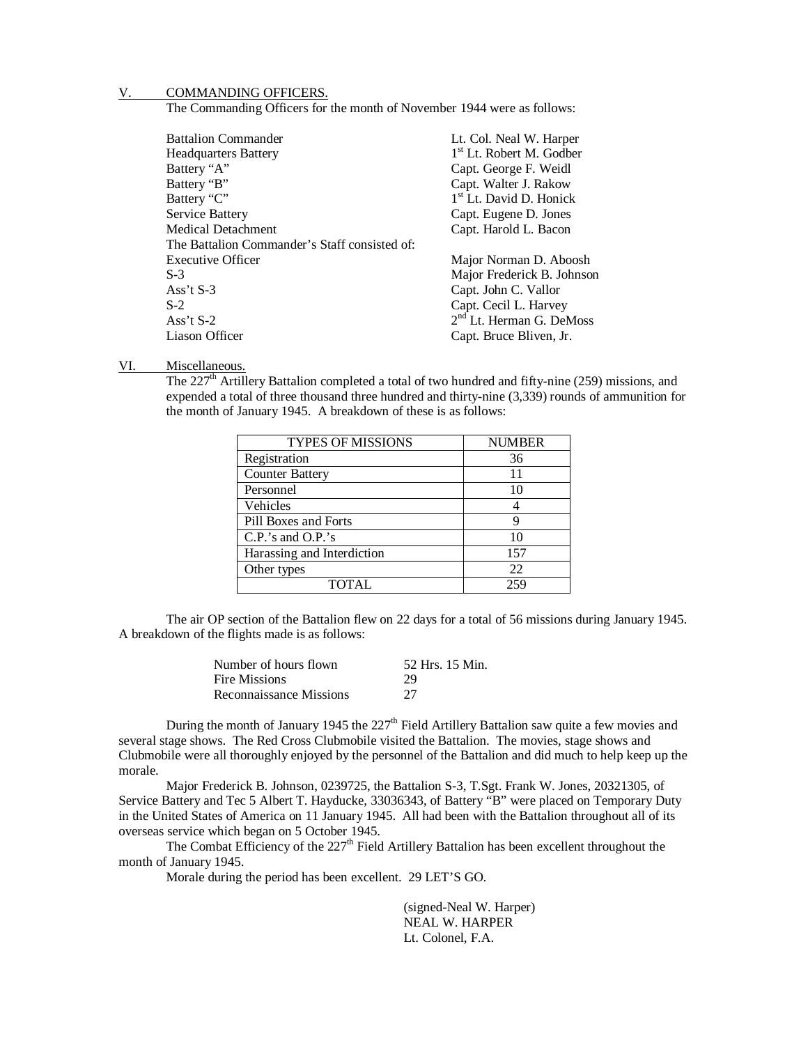## V. COMMANDING OFFICERS.

The Commanding Officers for the month of November 1944 were as follows:

| | |
|---|---|
| Battalion Commander | Lt. Col. Neal W. Harper |
| Headquarters Battery | 1st Lt. Robert M. Godber |
| Battery "A" | Capt. George F. Weidl |
| Battery "B" | Capt. Walter J. Rakow |
| Battery "C" | 1st Lt. David D. Honick |
| Service Battery | Capt. Eugene D. Jones |
| Medical Detachment | Capt. Harold L. Bacon |
| The Battalion Commander's Staff consisted of: | |
| Executive Officer | Major Norman D. Aboosh |
| S-3 | Major Frederick B. Johnson |
| Ass't S-3 | Capt. John C. Vallor |
| S-2 | Capt. Cecil L. Harvey |
| Ass't S-2 | 2nd Lt. Herman G. DeMoss |
| Liason Officer | Capt. Bruce Bliven, Jr. |

## VI. Miscellaneous.

The 227th Artillery Battalion completed a total of two hundred and fifty-nine (259) missions, and expended a total of three thousand three hundred and thirty-nine (3,339) rounds of ammunition for the month of January 1945. A breakdown of these is as follows:

| TYPES OF MISSIONS | NUMBER |
|---|---|
| Registration | 36 |
| Counter Battery | 11 |
| Personnel | 10 |
| Vehicles | 4 |
| Pill Boxes and Forts | 9 |
| C.P.'s and O.P.'s | 10 |
| Harassing and Interdiction | 157 |
| Other types | 22 |
| TOTAL | 259 |

The air OP section of the Battalion flew on 22 days for a total of 56 missions during January 1945. A breakdown of the flights made is as follows:

| | |
|---|---|
| Number of hours flown | 52 Hrs. 15 Min. |
| Fire Missions | 29 |
| Reconnaissance Missions | 27 |

During the month of January 1945 the 227th Field Artillery Battalion saw quite a few movies and several stage shows. The Red Cross Clubmobile visited the Battalion. The movies, stage shows and Clubmobile were all thoroughly enjoyed by the personnel of the Battalion and did much to help keep up the morale.

Major Frederick B. Johnson, 0239725, the Battalion S-3, T.Sgt. Frank W. Jones, 20321305, of Service Battery and Tec 5 Albert T. Haydocke, 33036343, of Battery "B" were placed on Temporary Duty in the United States of America on 11 January 1945. All had been with the Battalion throughout all of its overseas service which began on 5 October 1945.

The Combat Efficiency of the 227th Field Artillery Battalion has been excellent throughout the month of January 1945.

Morale during the period has been excellent. 29 LET'S GO.

(signed-Neal W. Harper)
NEAL W. HARPER
Lt. Colonel, F.A.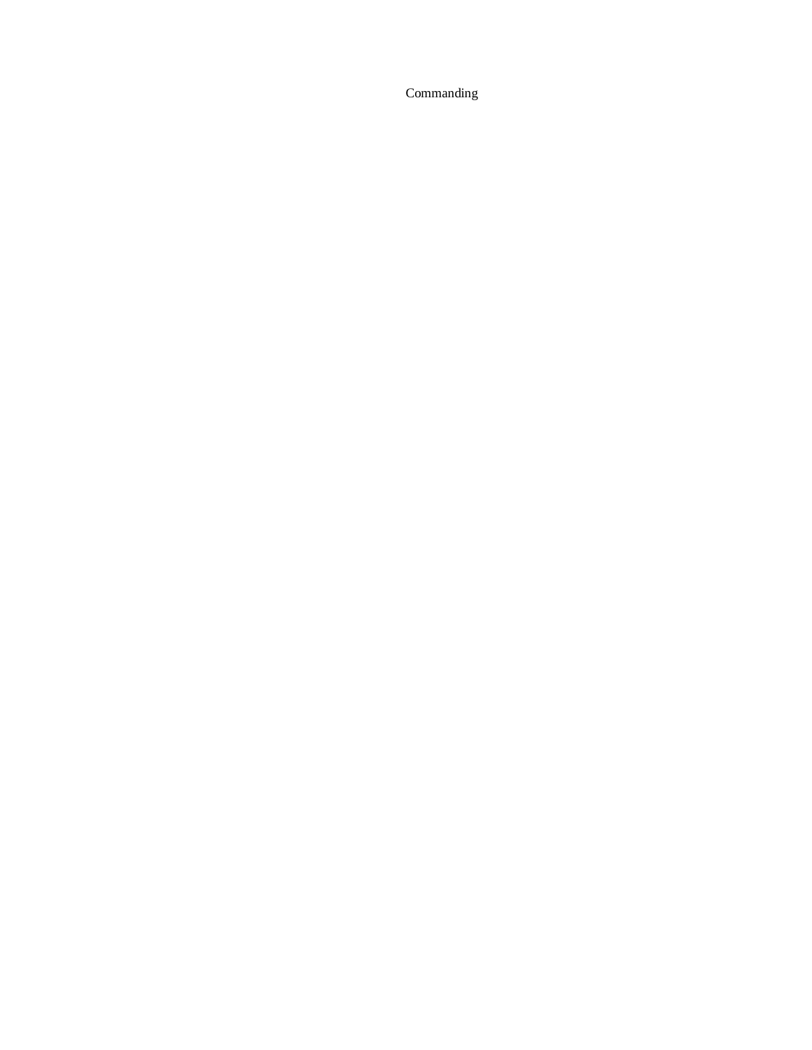Commanding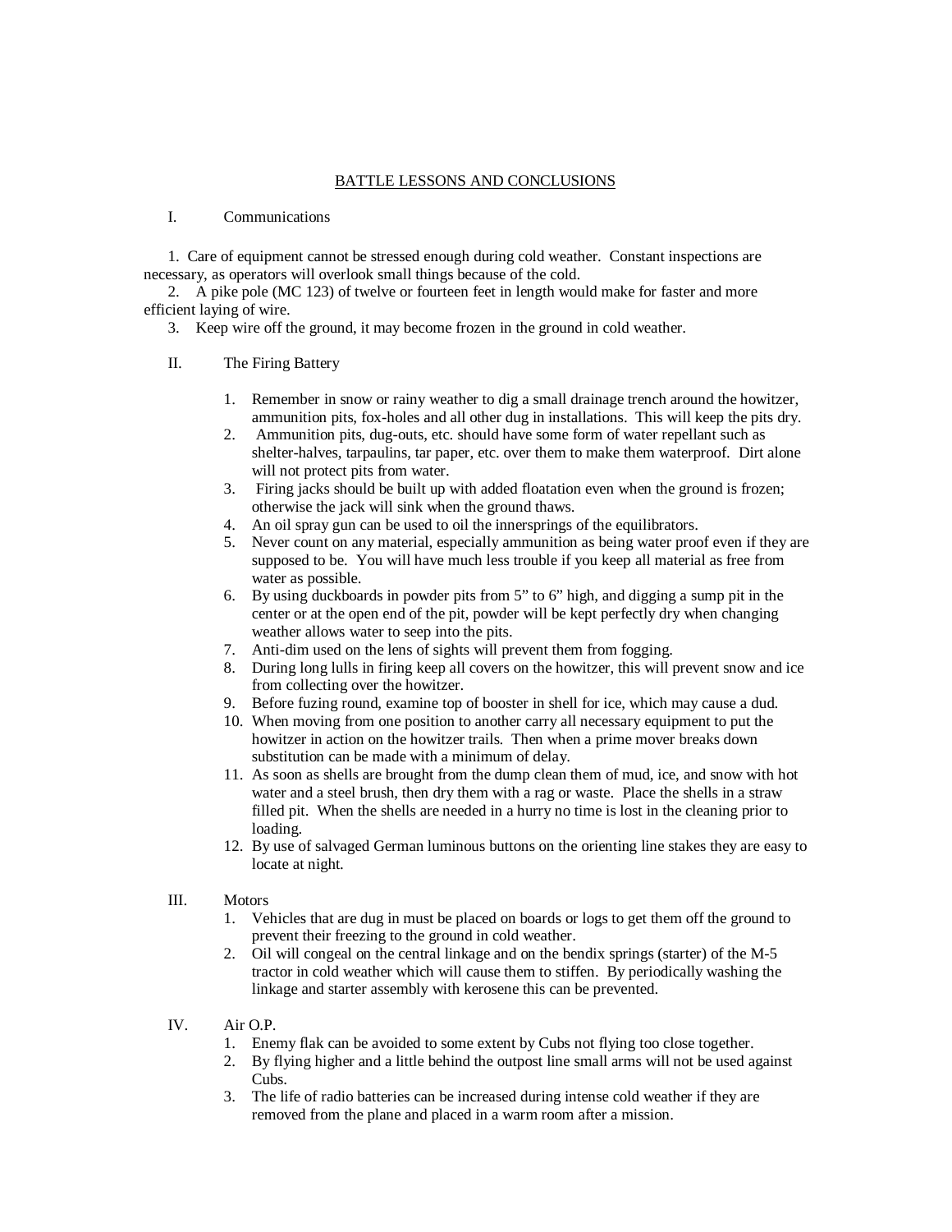# BATTLE LESSONS AND CONCLUSIONS

## I. Communications

1. Care of equipment cannot be stressed enough during cold weather. Constant inspections are necessary, as operators will overlook small things because of the cold.
2. A pike pole (MC 123) of twelve or fourteen feet in length would make for faster and more efficient laying of wire.
3. Keep wire off the ground, it may become frozen in the ground in cold weather.

## II. The Firing Battery

1. Remember in snow or rainy weather to dig a small drainage trench around the howitzer, ammunition pits, fox-holes and all other dug in installations. This will keep the pits dry.
2. Ammunition pits, dug-outs, etc. should have some form of water repellant such as shelter-halves, tarpaulins, tar paper, etc. over them to make them waterproof. Dirt alone will not protect pits from water.
3. Firing jacks should be built up with added floatation even when the ground is frozen; otherwise the jack will sink when the ground thaws.
4. An oil spray gun can be used to oil the innersprings of the equilibrators.
5. Never count on any material, especially ammunition as being water proof even if they are supposed to be. You will have much less trouble if you keep all material as free from water as possible.
6. By using duckboards in powder pits from 5" to 6" high, and digging a sump pit in the center or at the open end of the pit, powder will be kept perfectly dry when changing weather allows water to seep into the pits.
7. Anti-dim used on the lens of sights will prevent them from fogging.
8. During long lulls in firing keep all covers on the howitzer, this will prevent snow and ice from collecting over the howitzer.
9. Before fuzing round, examine top of booster in shell for ice, which may cause a dud.
10. When moving from one position to another carry all necessary equipment to put the howitzer in action on the howitzer trails. Then when a prime mover breaks down substitution can be made with a minimum of delay.
11. As soon as shells are brought from the dump clean them of mud, ice, and snow with hot water and a steel brush, then dry them with a rag or waste. Place the shells in a straw filled pit. When the shells are needed in a hurry no time is lost in the cleaning prior to loading.
12. By use of salvaged German luminous buttons on the orienting line stakes they are easy to locate at night.

## III. Motors

1. Vehicles that are dug in must be placed on boards or logs to get them off the ground to prevent their freezing to the ground in cold weather.
2. Oil will congeal on the central linkage and on the bendix springs (starter) of the M-5 tractor in cold weather which will cause them to stiffen. By periodically washing the linkage and starter assembly with kerosene this can be prevented.

## IV. Air O.P.

1. Enemy flak can be avoided to some extent by Cubs not flying too close together.
2. By flying higher and a little behind the outpost line small arms will not be used against Cubs.
3. The life of radio batteries can be increased during intense cold weather if they are removed from the plane and placed in a warm room after a mission.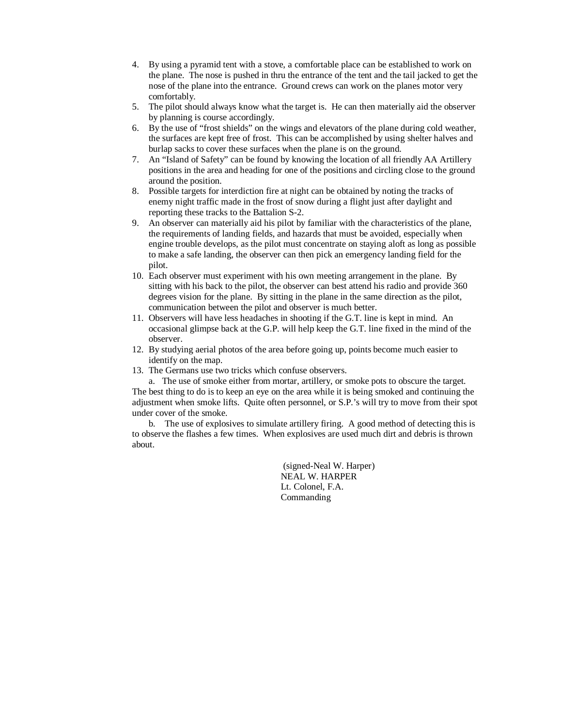4. By using a pyramid tent with a stove, a comfortable place can be established to work on the plane. The nose is pushed in thru the entrance of the tent and the tail jacked to get the nose of the plane into the entrance. Ground crews can work on the planes motor very comfortably.
5. The pilot should always know what the target is. He can then materially aid the observer by planning is course accordingly.
6. By the use of "frost shields" on the wings and elevators of the plane during cold weather, the surfaces are kept free of frost. This can be accomplished by using shelter halves and burlap sacks to cover these surfaces when the plane is on the ground.
7. An "Island of Safety" can be found by knowing the location of all friendly AA Artillery positions in the area and heading for one of the positions and circling close to the ground around the position.
8. Possible targets for interdiction fire at night can be obtained by noting the tracks of enemy night traffic made in the frost of snow during a flight just after daylight and reporting these tracks to the Battalion S-2.
9. An observer can materially aid his pilot by familiar with the characteristics of the plane, the requirements of landing fields, and hazards that must be avoided, especially when engine trouble develops, as the pilot must concentrate on staying aloft as long as possible to make a safe landing, the observer can then pick an emergency landing field for the pilot.
10. Each observer must experiment with his own meeting arrangement in the plane. By sitting with his back to the pilot, the observer can best attend his radio and provide 360 degrees vision for the plane. By sitting in the plane in the same direction as the pilot, communication between the pilot and observer is much better.
11. Observers will have less headaches in shooting if the G.T. line is kept in mind. An occasional glimpse back at the G.P. will help keep the G.T. line fixed in the mind of the observer.
12. By studying aerial photos of the area before going up, points become much easier to identify on the map.
13. The Germans use two tricks which confuse observers.

a. The use of smoke either from mortar, artillery, or smoke pots to obscure the target. The best thing to do is to keep an eye on the area while it is being smoked and continuing the adjustment when smoke lifts. Quite often personnel, or S.P.'s will try to move from their spot under cover of the smoke.

b. The use of explosives to simulate artillery firing. A good method of detecting this is to observe the flashes a few times. When explosives are used much dirt and debris is thrown about.

(signed-Neal W. Harper)
NEAL W. HARPER
Lt. Colonel, F.A.
Commanding